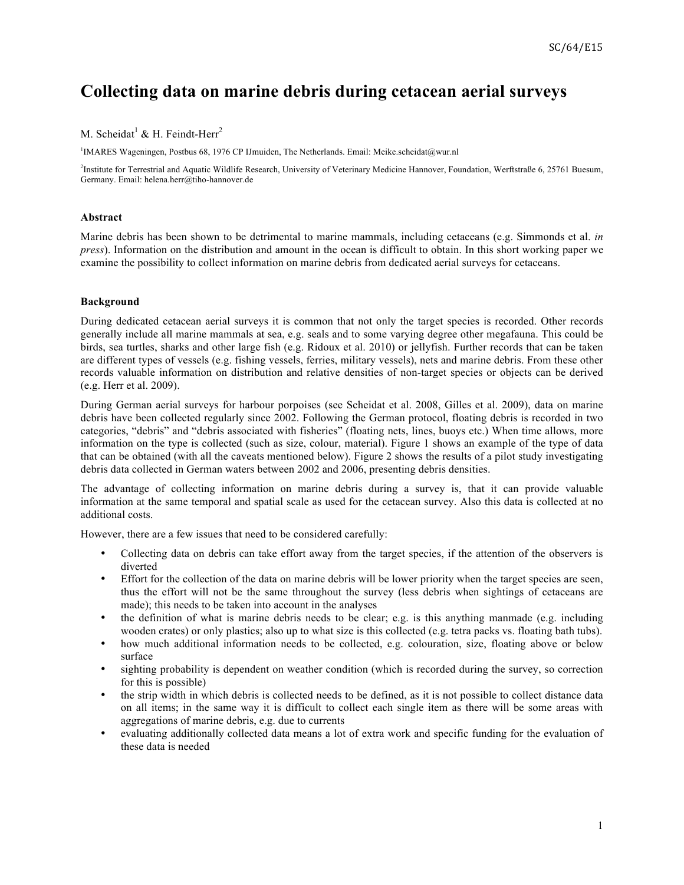# Collecting data on marine debris during cetacean aerial surveys

M. Scheidat[1] & H. Feindt-Herr[2]

[1]IMARES Wageningen, Postbus 68, 1976 CP IJmuiden, The Netherlands. Email: Meike.scheidat@wur.nl

[2]Institute for Terrestrial and Aquatic Wildlife Research, University of Veterinary Medicine Hannover, Foundation, Werftstraße 6, 25761 Buesum, Germany. Email: helena.herr@tiho-hannover.de

### Abstract

Marine debris has been shown to be detrimental to marine mammals, including cetaceans (e.g. Simmonds et al. *in press*). Information on the distribution and amount in the ocean is difficult to obtain. In this short working paper we examine the possibility to collect information on marine debris from dedicated aerial surveys for cetaceans.

### Background

During dedicated cetacean aerial surveys it is common that not only the target species is recorded. Other records generally include all marine mammals at sea, e.g. seals and to some varying degree other megafauna. This could be birds, sea turtles, sharks and other large fish (e.g. Ridoux et al. 2010) or jellyfish. Further records that can be taken are different types of vessels (e.g. fishing vessels, ferries, military vessels), nets and marine debris. From these other records valuable information on distribution and relative densities of non-target species or objects can be derived (e.g. Herr et al. 2009).

During German aerial surveys for harbour porpoises (see Scheidat et al. 2008, Gilles et al. 2009), data on marine debris have been collected regularly since 2002. Following the German protocol, floating debris is recorded in two categories, "debris" and "debris associated with fisheries" (floating nets, lines, buoys etc.) When time allows, more information on the type is collected (such as size, colour, material). Figure 1 shows an example of the type of data that can be obtained (with all the caveats mentioned below). Figure 2 shows the results of a pilot study investigating debris data collected in German waters between 2002 and 2006, presenting debris densities.

The advantage of collecting information on marine debris during a survey is, that it can provide valuable information at the same temporal and spatial scale as used for the cetacean survey. Also this data is collected at no additional costs.

However, there are a few issues that need to be considered carefully:

- Collecting data on debris can take effort away from the target species, if the attention of the observers is diverted
- Effort for the collection of the data on marine debris will be lower priority when the target species are seen, thus the effort will not be the same throughout the survey (less debris when sightings of cetaceans are made); this needs to be taken into account in the analyses
- the definition of what is marine debris needs to be clear; e.g. is this anything manmade (e.g. including wooden crates) or only plastics; also up to what size is this collected (e.g. tetra packs vs. floating bath tubs).
- how much additional information needs to be collected, e.g. colouration, size, floating above or below surface
- sighting probability is dependent on weather condition (which is recorded during the survey, so correction for this is possible)
- the strip width in which debris is collected needs to be defined, as it is not possible to collect distance data on all items; in the same way it is difficult to collect each single item as there will be some areas with aggregations of marine debris, e.g. due to currents
- evaluating additionally collected data means a lot of extra work and specific funding for the evaluation of these data is needed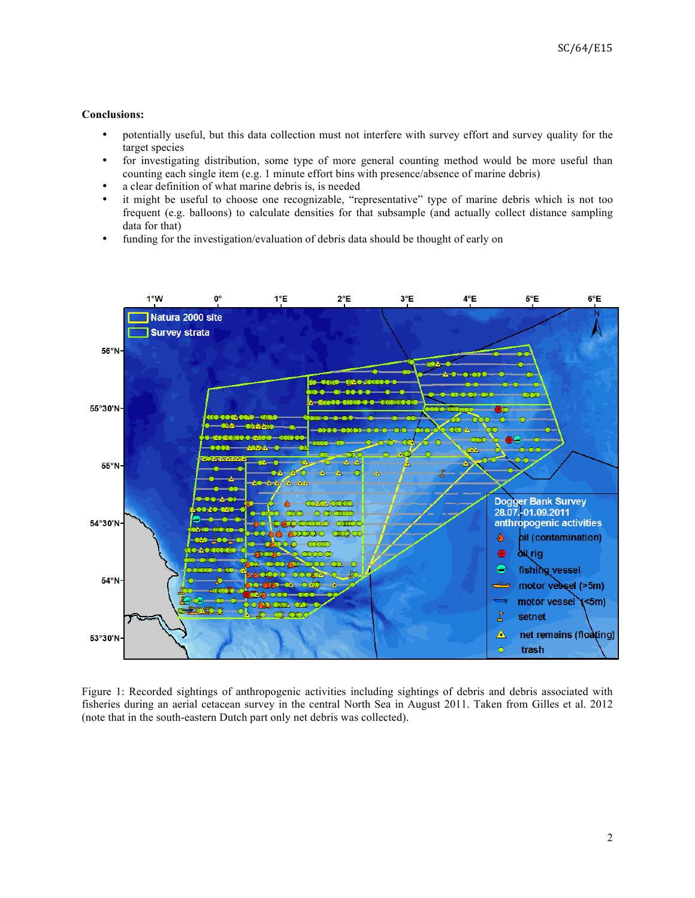**Conclusions:**

- potentially useful, but this data collection must not interfere with survey effort and survey quality for the target species
- for investigating distribution, some type of more general counting method would be more useful than counting each single item (e.g. 1 minute effort bins with presence/absence of marine debris)
- a clear definition of what marine debris is, is needed
- it might be useful to choose one recognizable, "representative" type of marine debris which is not too frequent (e.g. balloons) to calculate densities for that subsample (and actually collect distance sampling data for that)
- funding for the investigation/evaluation of debris data should be thought of early on

Figure 1: Recorded sightings of anthropogenic activities including sightings of debris and debris associated with fisheries during an aerial cetacean survey in the central North Sea in August 2011. Taken from Gilles et al. 2012 (note that in the south-eastern Dutch part only net debris was collected).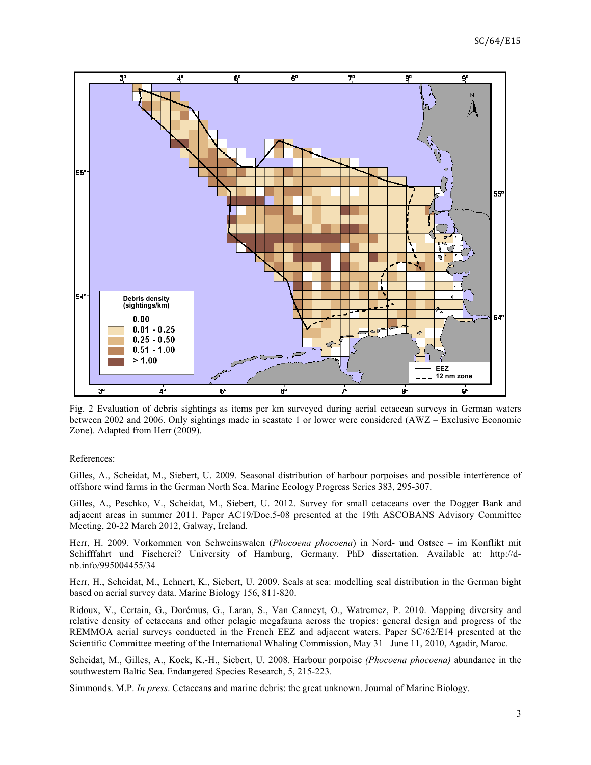3°
4°
5°
6°
7°
8°
9°

55°
54°

Debris density
(sightings/km)
0.00
0.01 - 0.25
0.25 - 0.50
0.51 - 1.00
> 1.00

EEZ
12 nm zone

N

Fig. 2 Evaluation of debris sightings as items per km surveyed during aerial cetacean surveys in German waters between 2002 and 2006. Only sightings made in seastate 1 or lower were considered (AWZ – Exclusive Economic Zone). Adapted from Herr (2009).

References:

Gilles, A., Scheidat, M., Siebert, U. 2009. Seasonal distribution of harbour porpoises and possible interference of offshore wind farms in the German North Sea. Marine Ecology Progress Series 383, 295-307.

Gilles, A., Peschko, V., Scheidat, M., Siebert, U. 2012. Survey for small cetaceans over the Dogger Bank and adjacent areas in summer 2011. Paper AC19/Doc.5-08 presented at the 19th ASCOBANS Advisory Committee Meeting, 20-22 March 2012, Galway, Ireland.

Herr, H. 2009. Vorkommen von Schweinswalen (*Phocoena phocoena*) in Nord- und Ostsee – im Konflikt mit Schifffahrt und Fischerei? University of Hamburg, Germany. PhD dissertation. Available at: http://d-nb.info/995004455/34

Herr, H., Scheidat, M., Lehnert, K., Siebert, U. 2009. Seals at sea: modelling seal distribution in the German bight based on aerial survey data. Marine Biology 156, 811-820.

Ridoux, V., Certain, G., Dorémus, G., Laran, S., Van Canneyt, O., Watremez, P. 2010. Mapping diversity and relative density of cetaceans and other pelagic megafauna across the tropics: general design and progress of the REMMOA aerial surveys conducted in the French EEZ and adjacent waters. Paper SC/62/E14 presented at the Scientific Committee meeting of the International Whaling Commission, May 31 –June 11, 2010, Agadir, Maroc.

Scheidat, M., Gilles, A., Kock, K.-H., Siebert, U. 2008. Harbour porpoise *(Phocoena phocoena)* abundance in the southwestern Baltic Sea. Endangered Species Research, 5, 215-223.

Simmonds. M.P. *In press*. Cetaceans and marine debris: the great unknown. Journal of Marine Biology.